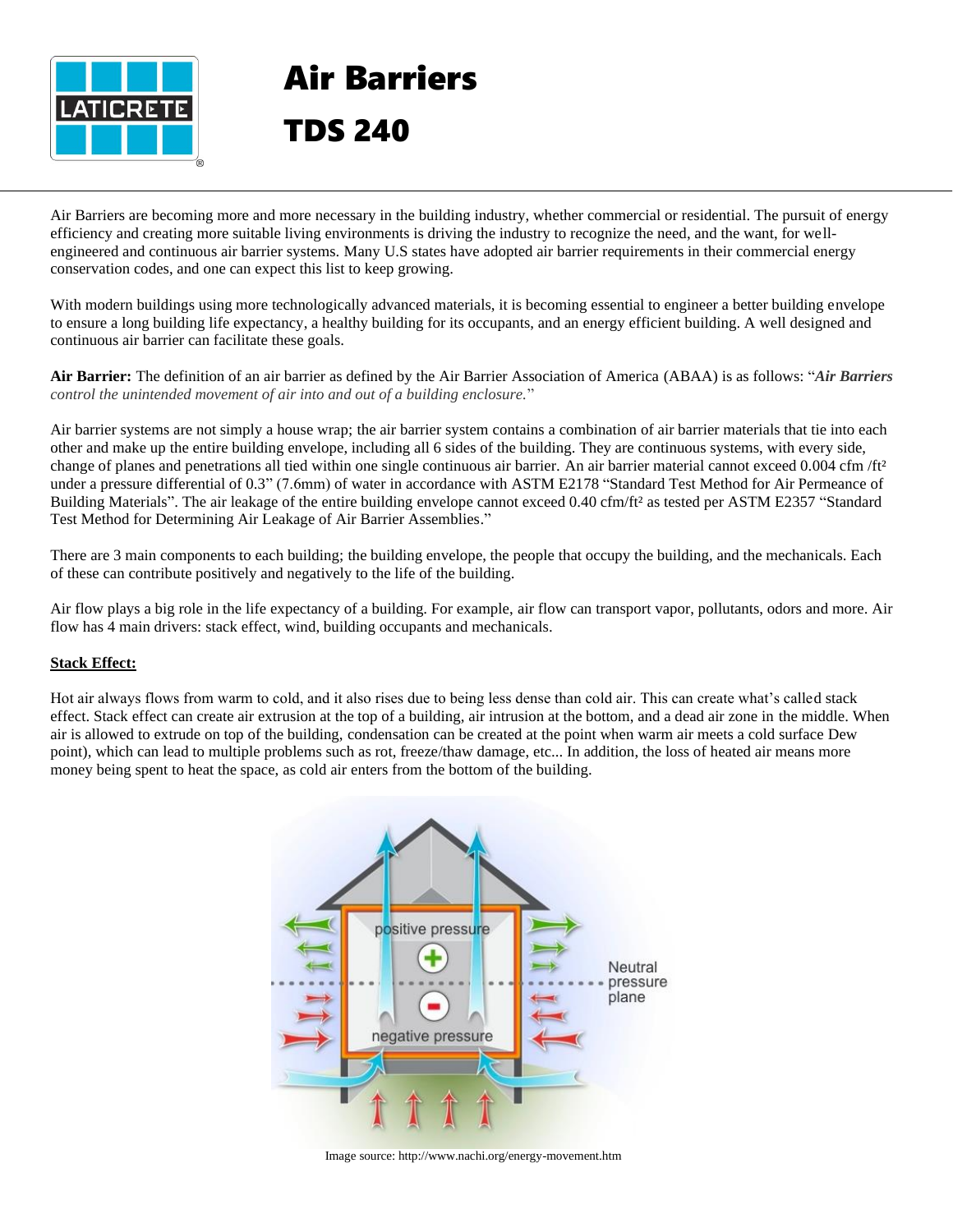# Air Barriers

# TDS 240

Air Barriers are becoming more and more necessary in the building industry, whether commercial or residential. The pursuit of energy efficiency and creating more suitable living environments is driving the industry to recognize the need, and the want, for well-engineered and continuous air barrier systems. Many U.S states have adopted air barrier requirements in their commercial energy conservation codes, and one can expect this list to keep growing.

With modern buildings using more technologically advanced materials, it is becoming essential to engineer a better building envelope to ensure a long building life expectancy, a healthy building for its occupants, and an energy efficient building. A well designed and continuous air barrier can facilitate these goals.

**Air Barrier:** The definition of an air barrier as defined by the Air Barrier Association of America (ABAA) is as follows: "***Air Barriers*** *control the unintended movement of air into and out of a building enclosure.*"

Air barrier systems are not simply a house wrap; the air barrier system contains a combination of air barrier materials that tie into each other and make up the entire building envelope, including all 6 sides of the building. They are continuous systems, with every side, change of planes and penetrations all tied within one single continuous air barrier. An air barrier material cannot exceed 0.004 cfm /ft² under a pressure differential of 0.3" (7.6mm) of water in accordance with ASTM E2178 "Standard Test Method for Air Permeance of Building Materials". The air leakage of the entire building envelope cannot exceed 0.40 cfm/ft² as tested per ASTM E2357 "Standard Test Method for Determining Air Leakage of Air Barrier Assemblies."

There are 3 main components to each building; the building envelope, the people that occupy the building, and the mechanicals. Each of these can contribute positively and negatively to the life of the building.

Air flow plays a big role in the life expectancy of a building. For example, air flow can transport vapor, pollutants, odors and more. Air flow has 4 main drivers: stack effect, wind, building occupants and mechanicals.

**Stack Effect:**

Hot air always flows from warm to cold, and it also rises due to being less dense than cold air. This can create what's called stack effect. Stack effect can create air extrusion at the top of a building, air intrusion at the bottom, and a dead air zone in the middle. When air is allowed to extrude on top of the building, condensation can be created at the point when warm air meets a cold surface Dew point), which can lead to multiple problems such as rot, freeze/thaw damage, etc... In addition, the loss of heated air means more money being spent to heat the space, as cold air enters from the bottom of the building.

Image source: http://www.nachi.org/energy-movement.htm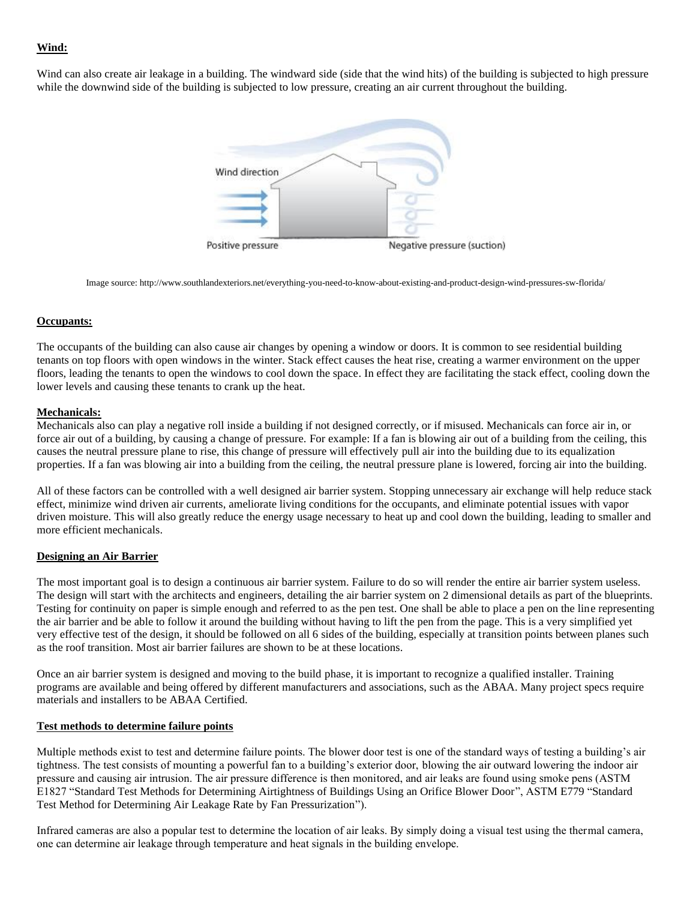**Wind:**

Wind can also create air leakage in a building. The windward side (side that the wind hits) of the building is subjected to high pressure while the downwind side of the building is subjected to low pressure, creating an air current throughout the building.

Image source: http://www.southlandexteriors.net/everything-you-need-to-know-about-existing-and-product-design-wind-pressures-sw-florida/

**Occupants:**

The occupants of the building can also cause air changes by opening a window or doors. It is common to see residential building tenants on top floors with open windows in the winter. Stack effect causes the heat rise, creating a warmer environment on the upper floors, leading the tenants to open the windows to cool down the space. In effect they are facilitating the stack effect, cooling down the lower levels and causing these tenants to crank up the heat.

**Mechanicals:**

Mechanicals also can play a negative roll inside a building if not designed correctly, or if misused. Mechanicals can force air in, or force air out of a building, by causing a change of pressure. For example: If a fan is blowing air out of a building from the ceiling, this causes the neutral pressure plane to rise, this change of pressure will effectively pull air into the building due to its equalization properties. If a fan was blowing air into a building from the ceiling, the neutral pressure plane is lowered, forcing air into the building.

All of these factors can be controlled with a well designed air barrier system. Stopping unnecessary air exchange will help reduce stack effect, minimize wind driven air currents, ameliorate living conditions for the occupants, and eliminate potential issues with vapor driven moisture. This will also greatly reduce the energy usage necessary to heat up and cool down the building, leading to smaller and more efficient mechanicals.

**Designing an Air Barrier**

The most important goal is to design a continuous air barrier system. Failure to do so will render the entire air barrier system useless. The design will start with the architects and engineers, detailing the air barrier system on 2 dimensional details as part of the blueprints. Testing for continuity on paper is simple enough and referred to as the pen test. One shall be able to place a pen on the line representing the air barrier and be able to follow it around the building without having to lift the pen from the page. This is a very simplified yet very effective test of the design, it should be followed on all 6 sides of the building, especially at transition points between planes such as the roof transition. Most air barrier failures are shown to be at these locations.

Once an air barrier system is designed and moving to the build phase, it is important to recognize a qualified installer. Training programs are available and being offered by different manufacturers and associations, such as the ABAA. Many project specs require materials and installers to be ABAA Certified.

**Test methods to determine failure points**

Multiple methods exist to test and determine failure points. The blower door test is one of the standard ways of testing a building's air tightness. The test consists of mounting a powerful fan to a building's exterior door, blowing the air outward lowering the indoor air pressure and causing air intrusion. The air pressure difference is then monitored, and air leaks are found using smoke pens (ASTM E1827 "Standard Test Methods for Determining Airtightness of Buildings Using an Orifice Blower Door", ASTM E779 "Standard Test Method for Determining Air Leakage Rate by Fan Pressurization").

Infrared cameras are also a popular test to determine the location of air leaks. By simply doing a visual test using the thermal camera, one can determine air leakage through temperature and heat signals in the building envelope.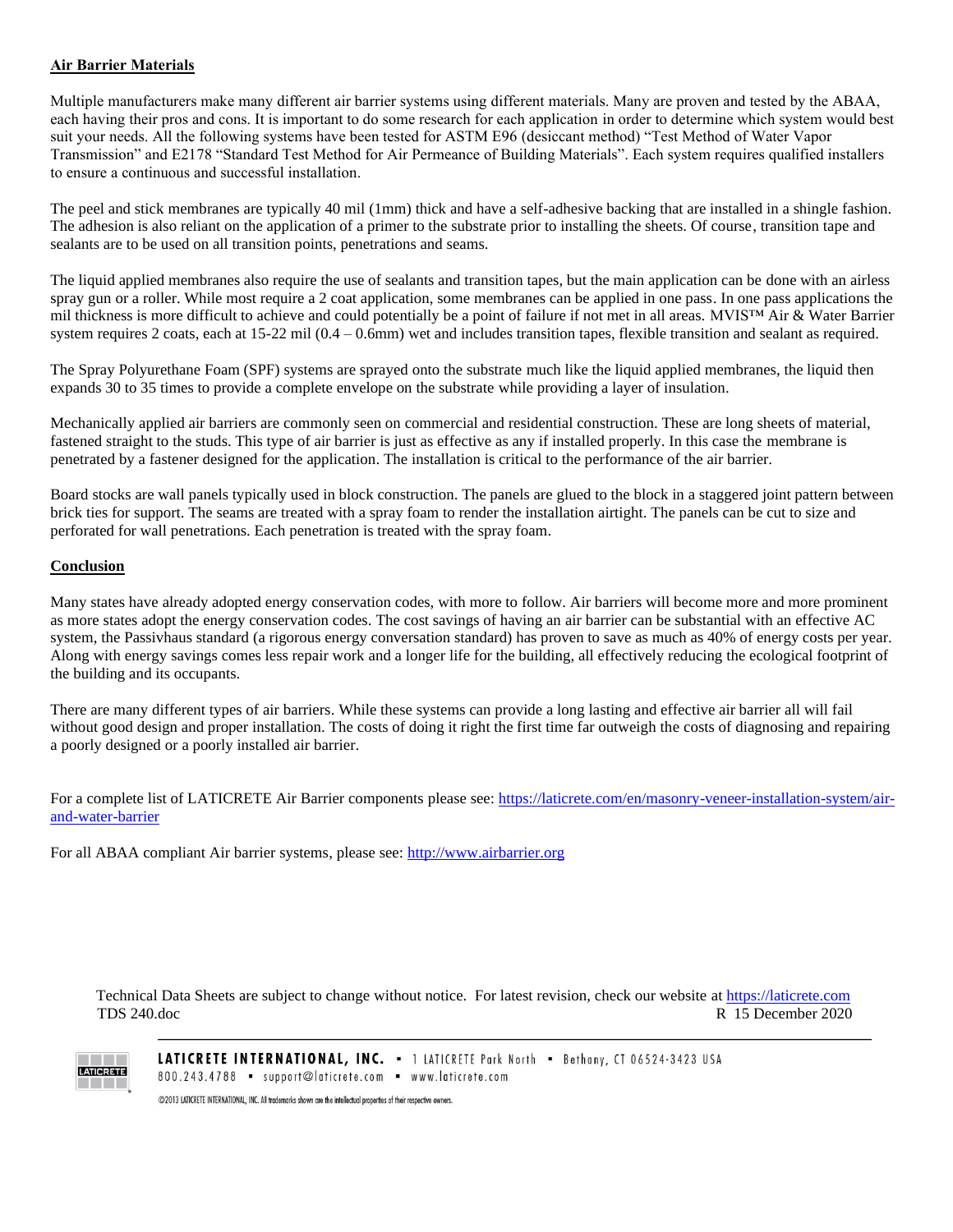**Air Barrier Materials**

Multiple manufacturers make many different air barrier systems using different materials. Many are proven and tested by the ABAA, each having their pros and cons. It is important to do some research for each application in order to determine which system would best suit your needs. All the following systems have been tested for ASTM E96 (desiccant method) "Test Method of Water Vapor Transmission" and E2178 "Standard Test Method for Air Permeance of Building Materials". Each system requires qualified installers to ensure a continuous and successful installation.

The peel and stick membranes are typically 40 mil (1mm) thick and have a self-adhesive backing that are installed in a shingle fashion. The adhesion is also reliant on the application of a primer to the substrate prior to installing the sheets. Of course, transition tape and sealants are to be used on all transition points, penetrations and seams.

The liquid applied membranes also require the use of sealants and transition tapes, but the main application can be done with an airless spray gun or a roller. While most require a 2 coat application, some membranes can be applied in one pass. In one pass applications the mil thickness is more difficult to achieve and could potentially be a point of failure if not met in all areas. MVIS™ Air & Water Barrier system requires 2 coats, each at 15-22 mil (0.4 – 0.6mm) wet and includes transition tapes, flexible transition and sealant as required.

The Spray Polyurethane Foam (SPF) systems are sprayed onto the substrate much like the liquid applied membranes, the liquid then expands 30 to 35 times to provide a complete envelope on the substrate while providing a layer of insulation.

Mechanically applied air barriers are commonly seen on commercial and residential construction. These are long sheets of material, fastened straight to the studs. This type of air barrier is just as effective as any if installed properly. In this case the membrane is penetrated by a fastener designed for the application. The installation is critical to the performance of the air barrier.

Board stocks are wall panels typically used in block construction. The panels are glued to the block in a staggered joint pattern between brick ties for support. The seams are treated with a spray foam to render the installation airtight. The panels can be cut to size and perforated for wall penetrations. Each penetration is treated with the spray foam.

**Conclusion**

Many states have already adopted energy conservation codes, with more to follow. Air barriers will become more and more prominent as more states adopt the energy conservation codes. The cost savings of having an air barrier can be substantial with an effective AC system, the Passivhaus standard (a rigorous energy conversation standard) has proven to save as much as 40% of energy costs per year. Along with energy savings comes less repair work and a longer life for the building, all effectively reducing the ecological footprint of the building and its occupants.

There are many different types of air barriers. While these systems can provide a long lasting and effective air barrier all will fail without good design and proper installation. The costs of doing it right the first time far outweigh the costs of diagnosing and repairing a poorly designed or a poorly installed air barrier.

For a complete list of LATICRETE Air Barrier components please see: https://laticrete.com/en/masonry-veneer-installation-system/air-and-water-barrier

For all ABAA compliant Air barrier systems, please see: http://www.airbarrier.org

Technical Data Sheets are subject to change without notice. For latest revision, check our website at https://laticrete.com
TDS 240.doc R 15 December 2020

**LATICRETE INTERNATIONAL, INC.** ▪ 1 LATICRETE Park North ▪ Bethany, CT 06524-3423 USA
800.243.4788 ▪ support@laticrete.com ▪ www.laticrete.com

©2013 LATICRETE INTERNATIONAL, INC. All trademarks shown are the intellectual properties of their respective owners.